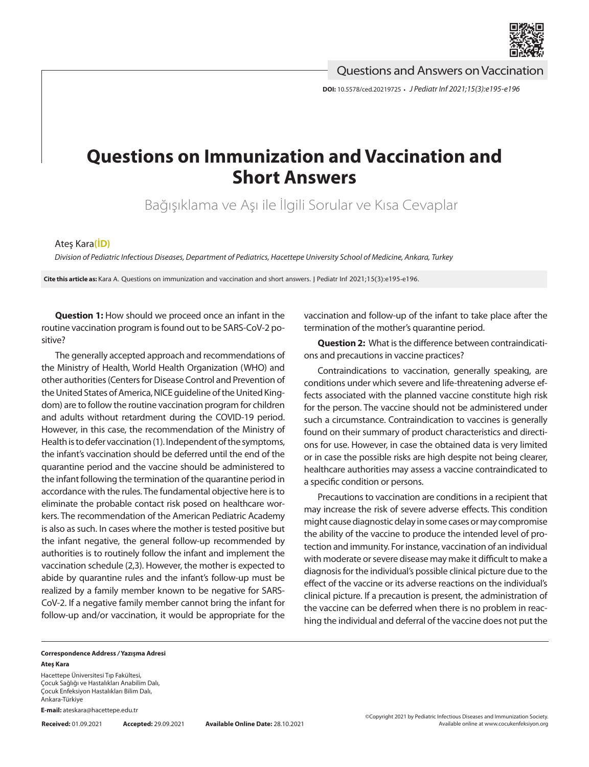Questions and Answers on Vaccination

DOI: 10.5578/ced.20219725 • *J Pediatr Inf 2021;15(3):e195-e196*

# Questions on Immunization and Vaccination and Short Answers

Bağışıklama ve Aşı ile İlgili Sorular ve Kısa Cevaplar

Ateş Kara

*Division of Pediatric Infectious Diseases, Department of Pediatrics, Hacettepe University School of Medicine, Ankara, Turkey*

**Cite this article as:** Kara A. Questions on immunization and vaccination and short answers. J Pediatr Inf 2021;15(3):e195-e196.

**Question 1:** How should we proceed once an infant in the routine vaccination program is found out to be SARS-CoV-2 positive?

The generally accepted approach and recommendations of the Ministry of Health, World Health Organization (WHO) and other authorities (Centers for Disease Control and Prevention of the United States of America, NICE guideline of the United Kingdom) are to follow the routine vaccination program for children and adults without retardment during the COVID-19 period. However, in this case, the recommendation of the Ministry of Health is to defer vaccination (1). Independent of the symptoms, the infant's vaccination should be deferred until the end of the quarantine period and the vaccine should be administered to the infant following the termination of the quarantine period in accordance with the rules. The fundamental objective here is to eliminate the probable contact risk posed on healthcare workers. The recommendation of the American Pediatric Academy is also as such. In cases where the mother is tested positive but the infant negative, the general follow-up recommended by authorities is to routinely follow the infant and implement the vaccination schedule (2,3). However, the mother is expected to abide by quarantine rules and the infant's follow-up must be realized by a family member known to be negative for SARS-CoV-2. If a negative family member cannot bring the infant for follow-up and/or vaccination, it would be appropriate for the vaccination and follow-up of the infant to take place after the termination of the mother's quarantine period.

**Question 2:** What is the difference between contraindications and precautions in vaccine practices?

Contraindications to vaccination, generally speaking, are conditions under which severe and life-threatening adverse effects associated with the planned vaccine constitute high risk for the person. The vaccine should not be administered under such a circumstance. Contraindication to vaccines is generally found on their summary of product characteristics and directions for use. However, in case the obtained data is very limited or in case the possible risks are high despite not being clearer, healthcare authorities may assess a vaccine contraindicated to a specific condition or persons.

Precautions to vaccination are conditions in a recipient that may increase the risk of severe adverse effects. This condition might cause diagnostic delay in some cases or may compromise the ability of the vaccine to produce the intended level of protection and immunity. For instance, vaccination of an individual with moderate or severe disease may make it difficult to make a diagnosis for the individual's possible clinical picture due to the effect of the vaccine or its adverse reactions on the individual's clinical picture. If a precaution is present, the administration of the vaccine can be deferred when there is no problem in reaching the individual and deferral of the vaccine does not put the

**Correspondence Address / Yazışma Adresi**

**Ateş Kara**

Hacettepe Üniversitesi Tıp Fakültesi,
Çocuk Sağlığı ve Hastalıkları Anabilim Dalı,
Çocuk Enfeksiyon Hastalıkları Bilim Dalı,
Ankara-Türkiye

**E-mail:** ateskara@hacettepe.edu.tr

**Received:** 01.09.2021 **Accepted:** 29.09.2021 **Available Online Date:** 28.10.2021

©Copyright 2021 by Pediatric Infectious Diseases and Immunization Society. Available online at www.cocukenfeksiyon.org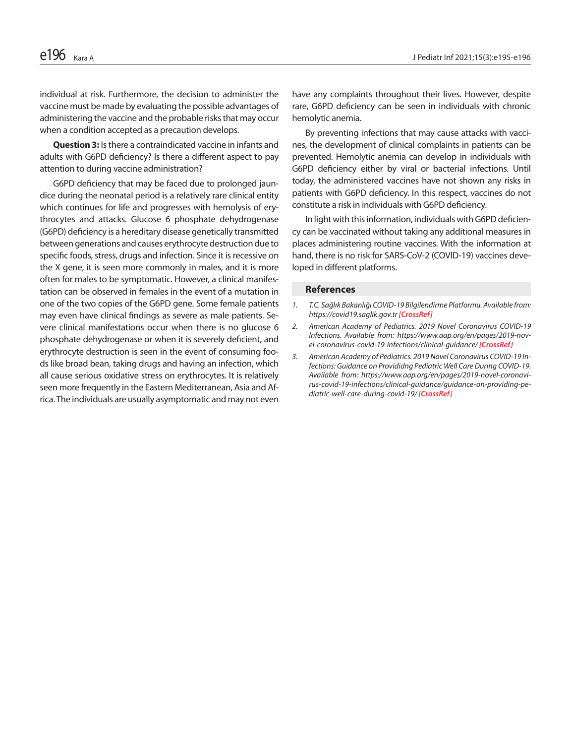individual at risk. Furthermore, the decision to administer the vaccine must be made by evaluating the possible advantages of administering the vaccine and the probable risks that may occur when a condition accepted as a precaution develops.

**Question 3:** Is there a contraindicated vaccine in infants and adults with G6PD deficiency? Is there a different aspect to pay attention to during vaccine administration?

G6PD deficiency that may be faced due to prolonged jaundice during the neonatal period is a relatively rare clinical entity which continues for life and progresses with hemolysis of erythrocytes and attacks. Glucose 6 phosphate dehydrogenase (G6PD) deficiency is a hereditary disease genetically transmitted between generations and causes erythrocyte destruction due to specific foods, stress, drugs and infection. Since it is recessive on the X gene, it is seen more commonly in males, and it is more often for males to be symptomatic. However, a clinical manifestation can be observed in females in the event of a mutation in one of the two copies of the G6PD gene. Some female patients may even have clinical findings as severe as male patients. Severe clinical manifestations occur when there is no glucose 6 phosphate dehydrogenase or when it is severely deficient, and erythrocyte destruction is seen in the event of consuming foods like broad bean, taking drugs and having an infection, which all cause serious oxidative stress on erythrocytes. It is relatively seen more frequently in the Eastern Mediterranean, Asia and Africa. The individuals are usually asymptomatic and may not even have any complaints throughout their lives. However, despite rare, G6PD deficiency can be seen in individuals with chronic hemolytic anemia.

By preventing infections that may cause attacks with vaccines, the development of clinical complaints in patients can be prevented. Hemolytic anemia can develop in individuals with G6PD deficiency either by viral or bacterial infections. Until today, the administered vaccines have not shown any risks in patients with G6PD deficiency. In this respect, vaccines do not constitute a risk in individuals with G6PD deficiency.

In light with this information, individuals with G6PD deficiency can be vaccinated without taking any additional measures in places administering routine vaccines. With the information at hand, there is no risk for SARS-CoV-2 (COVID-19) vaccines developed in different platforms.

## References

1. *T.C. Sağlık Bakanlığı COVID-19 Bilgilendirme Platformu. Available from: https://covid19.saglik.gov.tr* [CrossRef]
2. *American Academy of Pediatrics. 2019 Novel Coronavirus COVID-19 Infections. Available from: https://www.aap.org/en/pages/2019-novel-coronavirus-covid-19-infections/clinical-guidance/* [CrossRef]
3. *American Academy of Pediatrics. 2019 Novel Coronavirus COVID-19 Infections: Guidance on Provididng Pediatric Well Care During COVID-19. Available from: https://www.aap.org/en/pages/2019-novel-coronavirus-covid-19-infections/clinical-guidance/guidance-on-providing-pediatric-well-care-during-covid-19/* [CrossRef]